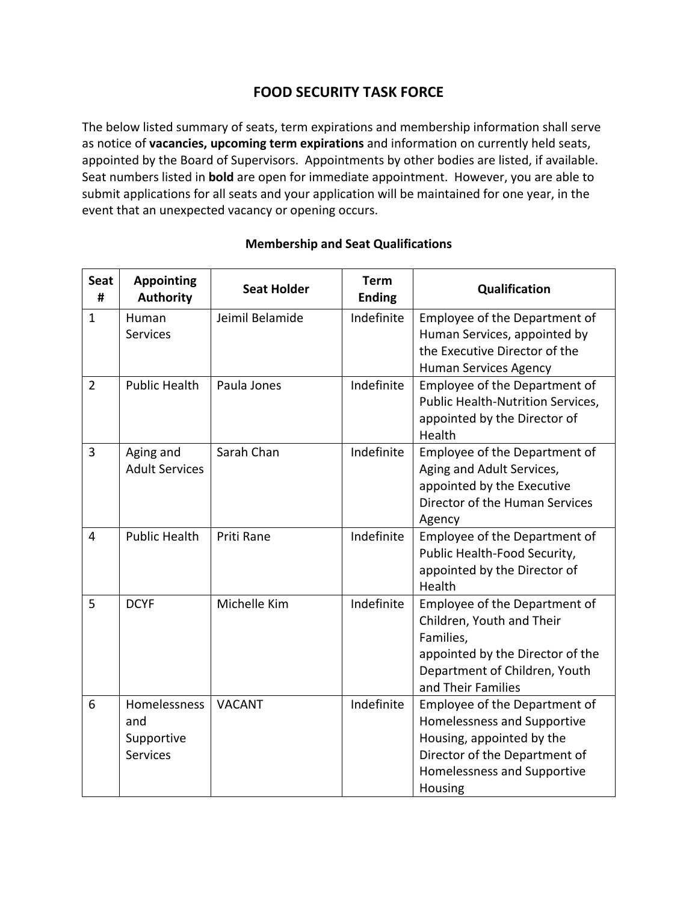# FOOD SECURITY TASK FORCE

The below listed summary of seats, term expirations and membership information shall serve as notice of **vacancies, upcoming term expirations** and information on currently held seats, appointed by the Board of Supervisors. Appointments by other bodies are listed, if available. Seat numbers listed in **bold** are open for immediate appointment. However, you are able to submit applications for all seats and your application will be maintained for one year, in the event that an unexpected vacancy or opening occurs.

## Membership and Seat Qualifications

| Seat # | Appointing Authority | Seat Holder | Term Ending | Qualification |
|---|---|---|---|---|
| 1 | Human Services | Jeimil Belamide | Indefinite | Employee of the Department of Human Services, appointed by the Executive Director of the Human Services Agency |
| 2 | Public Health | Paula Jones | Indefinite | Employee of the Department of Public Health-Nutrition Services, appointed by the Director of Health |
| 3 | Aging and Adult Services | Sarah Chan | Indefinite | Employee of the Department of Aging and Adult Services, appointed by the Executive Director of the Human Services Agency |
| 4 | Public Health | Priti Rane | Indefinite | Employee of the Department of Public Health-Food Security, appointed by the Director of Health |
| 5 | DCYF | Michelle Kim | Indefinite | Employee of the Department of Children, Youth and Their Families, appointed by the Director of the Department of Children, Youth and Their Families |
| 6 | Homelessness and Supportive Services | VACANT | Indefinite | Employee of the Department of Homelessness and Supportive Housing, appointed by the Director of the Department of Homelessness and Supportive Housing |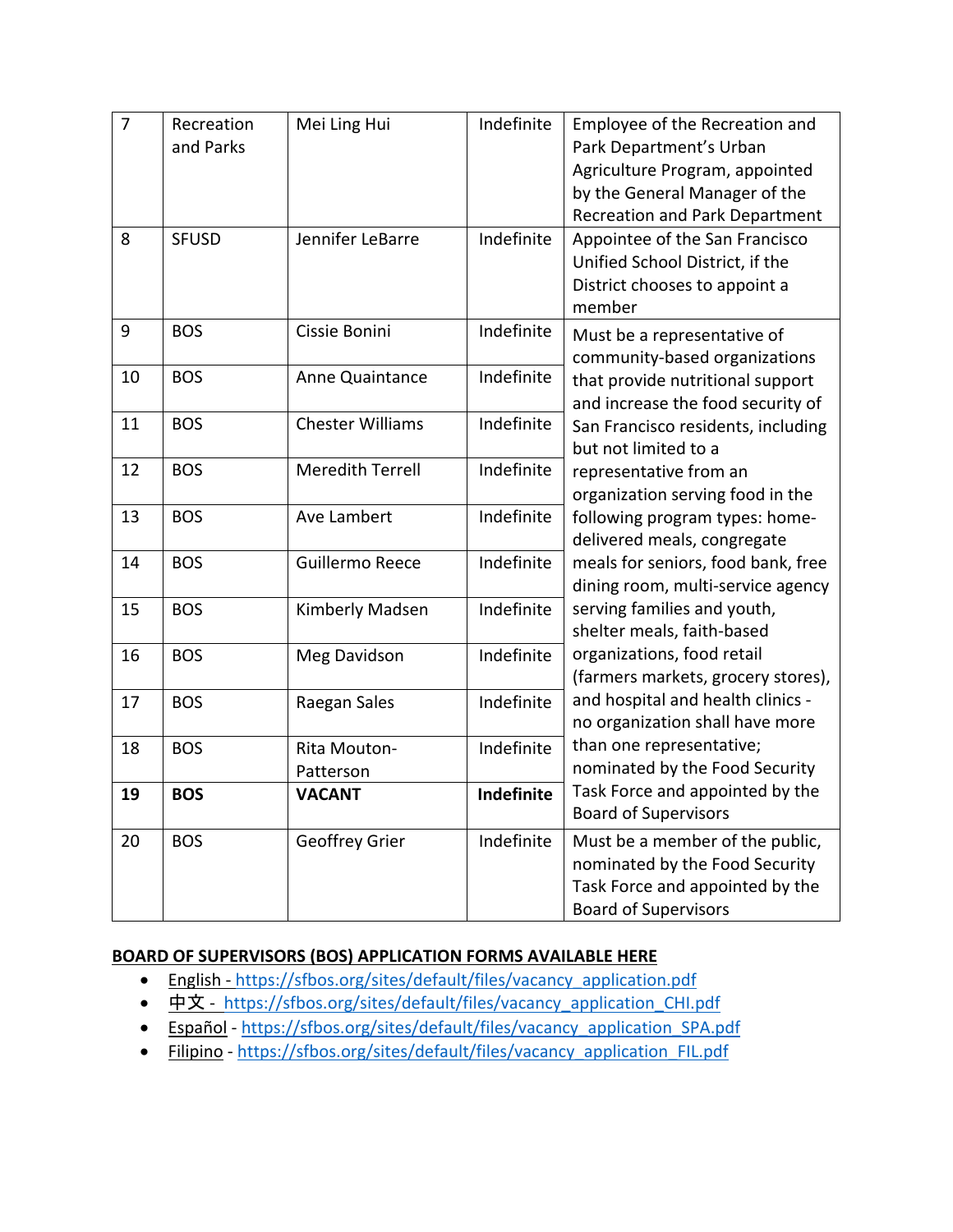| 7 | Recreation and Parks | Mei Ling Hui | Indefinite | Employee of the Recreation and Park Department's Urban Agriculture Program, appointed by the General Manager of the Recreation and Park Department |
|---|---|---|---|---|
| 8 | SFUSD | Jennifer LeBarre | Indefinite | Appointee of the San Francisco Unified School District, if the District chooses to appoint a member |
| 9 | BOS | Cissie Bonini | Indefinite | Must be a representative of community-based organizations that provide nutritional support and increase the food security of San Francisco residents, including but not limited to a representative from an organization serving food in the following program types: home-delivered meals, congregate meals for seniors, food bank, free dining room, multi-service agency serving families and youth, shelter meals, faith-based organizations, food retail (farmers markets, grocery stores), and hospital and health clinics - no organization shall have more than one representative; nominated by the Food Security Task Force and appointed by the Board of Supervisors |
| 10 | BOS | Anne Quaintance | Indefinite | |
| 11 | BOS | Chester Williams | Indefinite | |
| 12 | BOS | Meredith Terrell | Indefinite | |
| 13 | BOS | Ave Lambert | Indefinite | |
| 14 | BOS | Guillermo Reece | Indefinite | |
| 15 | BOS | Kimberly Madsen | Indefinite | |
| 16 | BOS | Meg Davidson | Indefinite | |
| 17 | BOS | Raegan Sales | Indefinite | |
| 18 | BOS | Rita Mouton-Patterson | Indefinite | |
| **19** | **BOS** | **VACANT** | **Indefinite** | |
| 20 | BOS | Geoffrey Grier | Indefinite | Must be a member of the public, nominated by the Food Security Task Force and appointed by the Board of Supervisors |

**BOARD OF SUPERVISORS (BOS) APPLICATION FORMS AVAILABLE HERE**

- English - https://sfbos.org/sites/default/files/vacancy_application.pdf
- 中文 - https://sfbos.org/sites/default/files/vacancy_application_CHI.pdf
- Español - https://sfbos.org/sites/default/files/vacancy_application_SPA.pdf
- Filipino - https://sfbos.org/sites/default/files/vacancy_application_FIL.pdf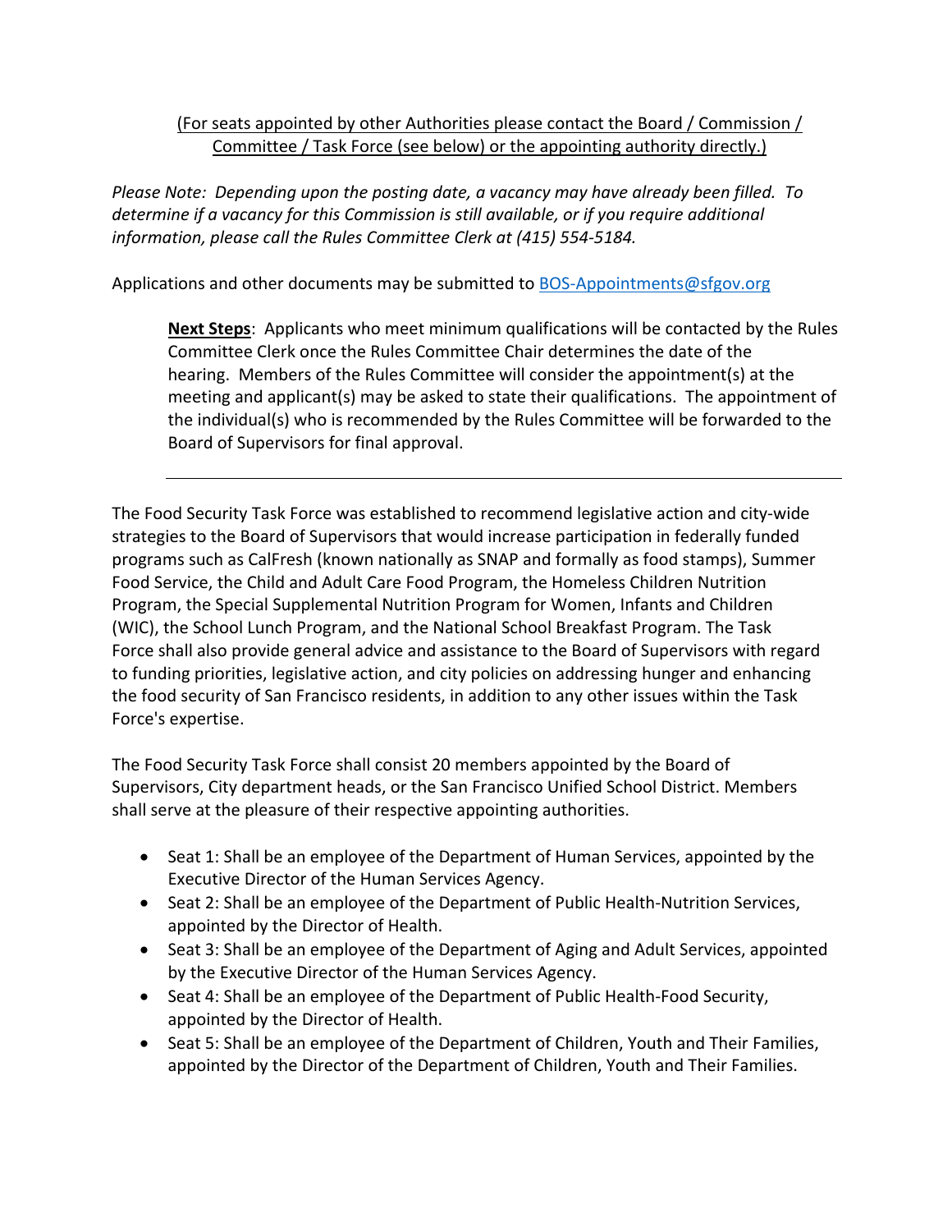<u>(For seats appointed by other Authorities please contact the Board / Commission / Committee / Task Force (see below) or the appointing authority directly.)</u>

*Please Note: Depending upon the posting date, a vacancy may have already been filled. To determine if a vacancy for this Commission is still available, or if you require additional information, please call the Rules Committee Clerk at (415) 554-5184.*

Applications and other documents may be submitted to [BOS-Appointments@sfgov.org](mailto:BOS-Appointments@sfgov.org)

> **<u>Next Steps</u>**: Applicants who meet minimum qualifications will be contacted by the Rules Committee Clerk once the Rules Committee Chair determines the date of the hearing. Members of the Rules Committee will consider the appointment(s) at the meeting and applicant(s) may be asked to state their qualifications. The appointment of the individual(s) who is recommended by the Rules Committee will be forwarded to the Board of Supervisors for final approval.

---

The Food Security Task Force was established to recommend legislative action and city-wide strategies to the Board of Supervisors that would increase participation in federally funded programs such as CalFresh (known nationally as SNAP and formally as food stamps), Summer Food Service, the Child and Adult Care Food Program, the Homeless Children Nutrition Program, the Special Supplemental Nutrition Program for Women, Infants and Children (WIC), the School Lunch Program, and the National School Breakfast Program. The Task Force shall also provide general advice and assistance to the Board of Supervisors with regard to funding priorities, legislative action, and city policies on addressing hunger and enhancing the food security of San Francisco residents, in addition to any other issues within the Task Force's expertise.

The Food Security Task Force shall consist 20 members appointed by the Board of Supervisors, City department heads, or the San Francisco Unified School District. Members shall serve at the pleasure of their respective appointing authorities.

- Seat 1: Shall be an employee of the Department of Human Services, appointed by the Executive Director of the Human Services Agency.
- Seat 2: Shall be an employee of the Department of Public Health-Nutrition Services, appointed by the Director of Health.
- Seat 3: Shall be an employee of the Department of Aging and Adult Services, appointed by the Executive Director of the Human Services Agency.
- Seat 4: Shall be an employee of the Department of Public Health-Food Security, appointed by the Director of Health.
- Seat 5: Shall be an employee of the Department of Children, Youth and Their Families, appointed by the Director of the Department of Children, Youth and Their Families.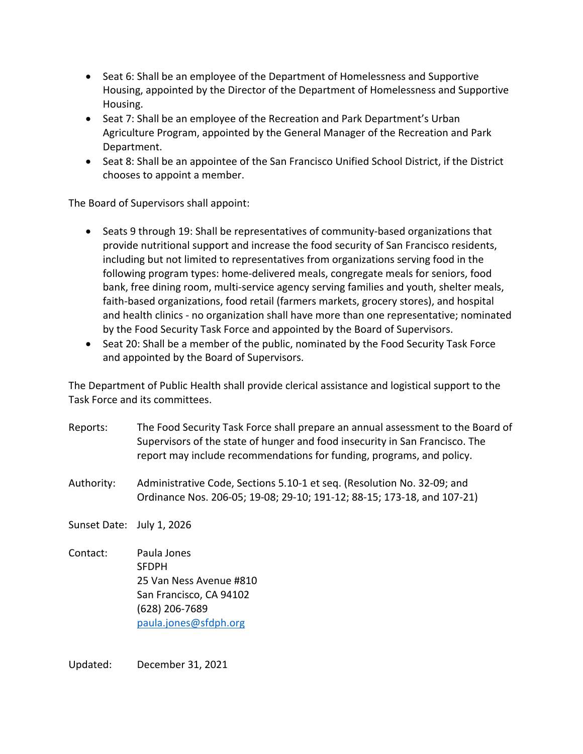- Seat 6: Shall be an employee of the Department of Homelessness and Supportive Housing, appointed by the Director of the Department of Homelessness and Supportive Housing.
- Seat 7: Shall be an employee of the Recreation and Park Department's Urban Agriculture Program, appointed by the General Manager of the Recreation and Park Department.
- Seat 8: Shall be an appointee of the San Francisco Unified School District, if the District chooses to appoint a member.

The Board of Supervisors shall appoint:

- Seats 9 through 19: Shall be representatives of community-based organizations that provide nutritional support and increase the food security of San Francisco residents, including but not limited to representatives from organizations serving food in the following program types: home-delivered meals, congregate meals for seniors, food bank, free dining room, multi-service agency serving families and youth, shelter meals, faith-based organizations, food retail (farmers markets, grocery stores), and hospital and health clinics - no organization shall have more than one representative; nominated by the Food Security Task Force and appointed by the Board of Supervisors.
- Seat 20: Shall be a member of the public, nominated by the Food Security Task Force and appointed by the Board of Supervisors.

The Department of Public Health shall provide clerical assistance and logistical support to the Task Force and its committees.

Reports: The Food Security Task Force shall prepare an annual assessment to the Board of Supervisors of the state of hunger and food insecurity in San Francisco. The report may include recommendations for funding, programs, and policy.

Authority: Administrative Code, Sections 5.10-1 et seq. (Resolution No. 32-09; and Ordinance Nos. 206-05; 19-08; 29-10; 191-12; 88-15; 173-18, and 107-21)

Sunset Date: July 1, 2026

Contact: Paula Jones
SFDPH
25 Van Ness Avenue #810
San Francisco, CA 94102
(628) 206-7689
paula.jones@sfdph.org

Updated: December 31, 2021